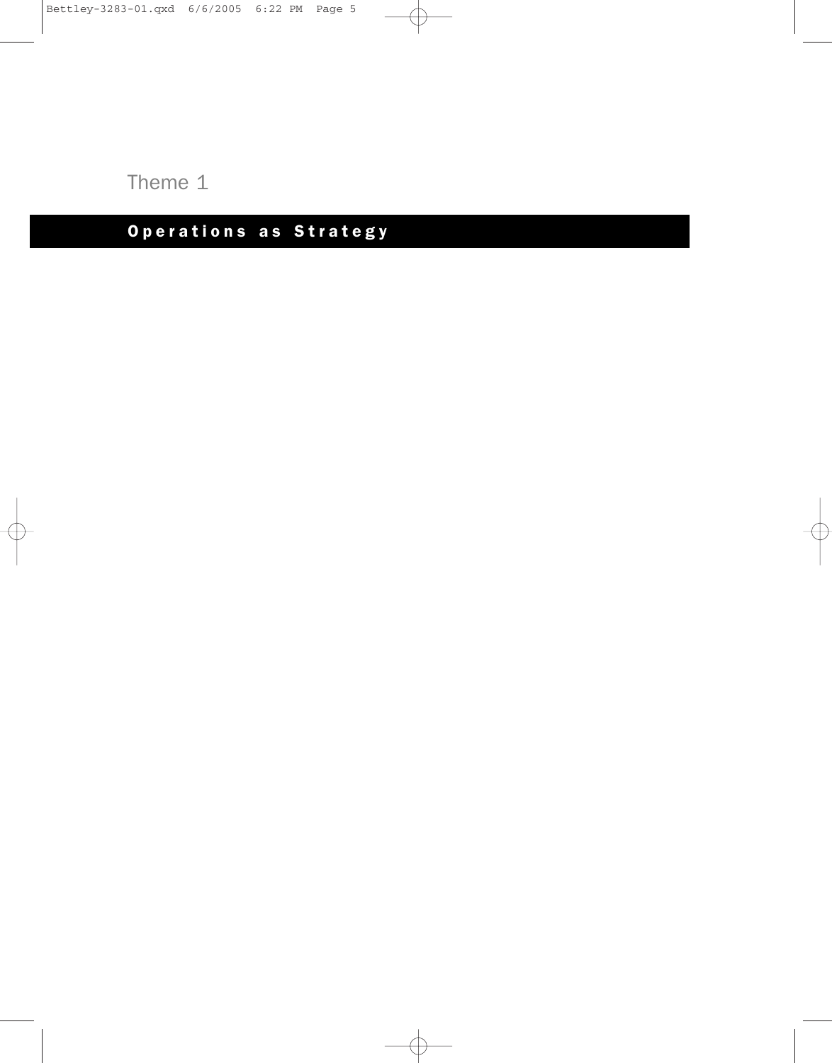Theme 1

# Operations as Strategy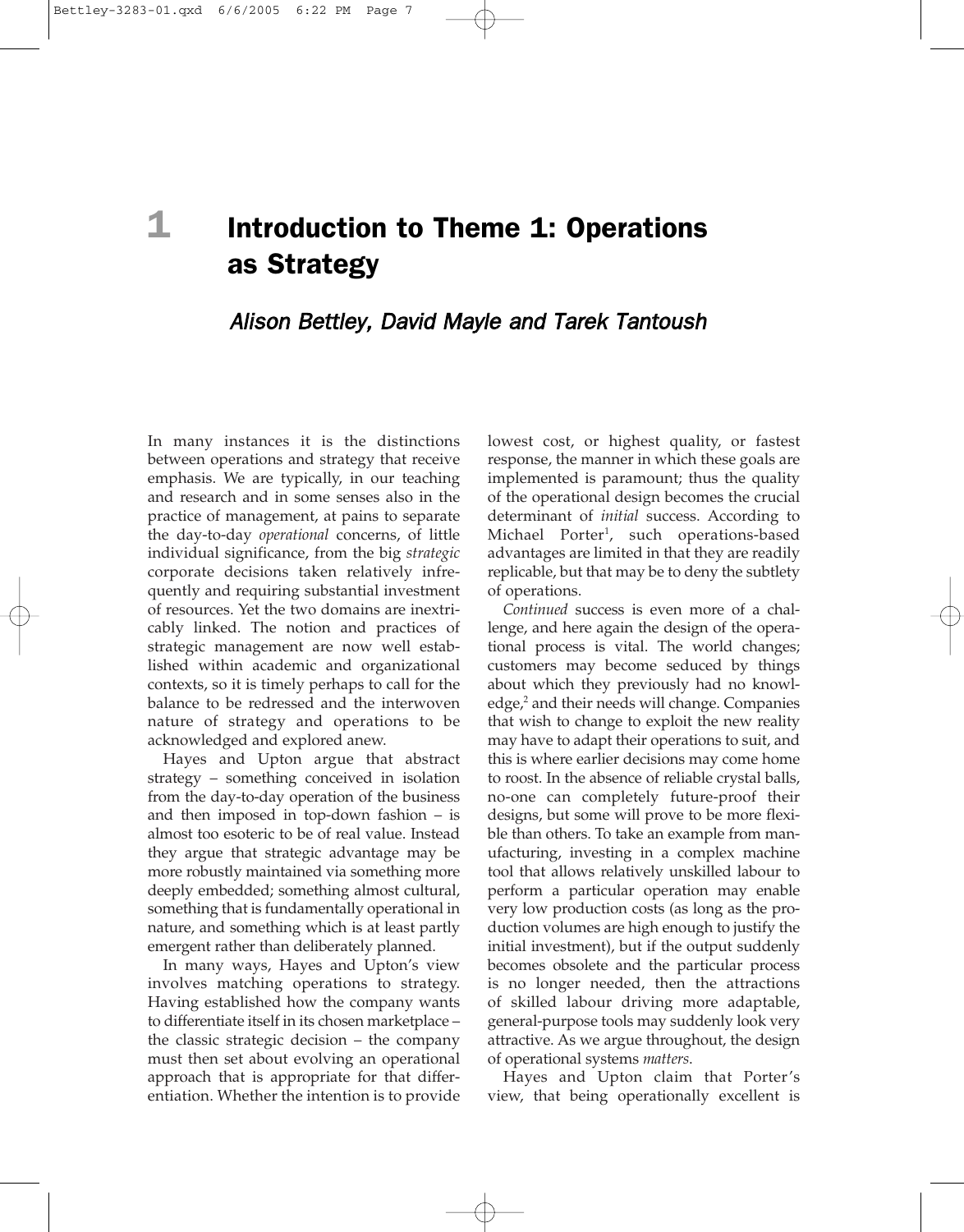# 1 Introduction to Theme 1: Operations as Strategy

## *Alison Bettley, David Mayle and Tarek Tantoush*

In many instances it is the distinctions between operations and strategy that receive emphasis. We are typically, in our teaching and research and in some senses also in the practice of management, at pains to separate the day-to-day *operational* concerns, of little individual significance, from the big *strategic* corporate decisions taken relatively infrequently and requiring substantial investment of resources. Yet the two domains are inextricably linked. The notion and practices of strategic management are now well established within academic and organizational contexts, so it is timely perhaps to call for the balance to be redressed and the interwoven nature of strategy and operations to be acknowledged and explored anew.

Hayes and Upton argue that abstract strategy – something conceived in isolation from the day-to-day operation of the business and then imposed in top-down fashion – is almost too esoteric to be of real value. Instead they argue that strategic advantage may be more robustly maintained via something more deeply embedded; something almost cultural, something that is fundamentally operational in nature, and something which is at least partly emergent rather than deliberately planned.

In many ways, Hayes and Upton's view involves matching operations to strategy. Having established how the company wants to differentiate itself in its chosen marketplace – the classic strategic decision – the company must then set about evolving an operational approach that is appropriate for that differentiation. Whether the intention is to provide lowest cost, or highest quality, or fastest response, the manner in which these goals are implemented is paramount; thus the quality of the operational design becomes the crucial determinant of *initial* success. According to Michael Porter[1], such operations-based advantages are limited in that they are readily replicable, but that may be to deny the subtlety of operations.

*Continued* success is even more of a challenge, and here again the design of the operational process is vital. The world changes; customers may become seduced by things about which they previously had no knowledge,[2] and their needs will change. Companies that wish to change to exploit the new reality may have to adapt their operations to suit, and this is where earlier decisions may come home to roost. In the absence of reliable crystal balls, no-one can completely future-proof their designs, but some will prove to be more flexible than others. To take an example from manufacturing, investing in a complex machine tool that allows relatively unskilled labour to perform a particular operation may enable very low production costs (as long as the production volumes are high enough to justify the initial investment), but if the output suddenly becomes obsolete and the particular process is no longer needed, then the attractions of skilled labour driving more adaptable, general-purpose tools may suddenly look very attractive. As we argue throughout, the design of operational systems *matters*.

Hayes and Upton claim that Porter's view, that being operationally excellent is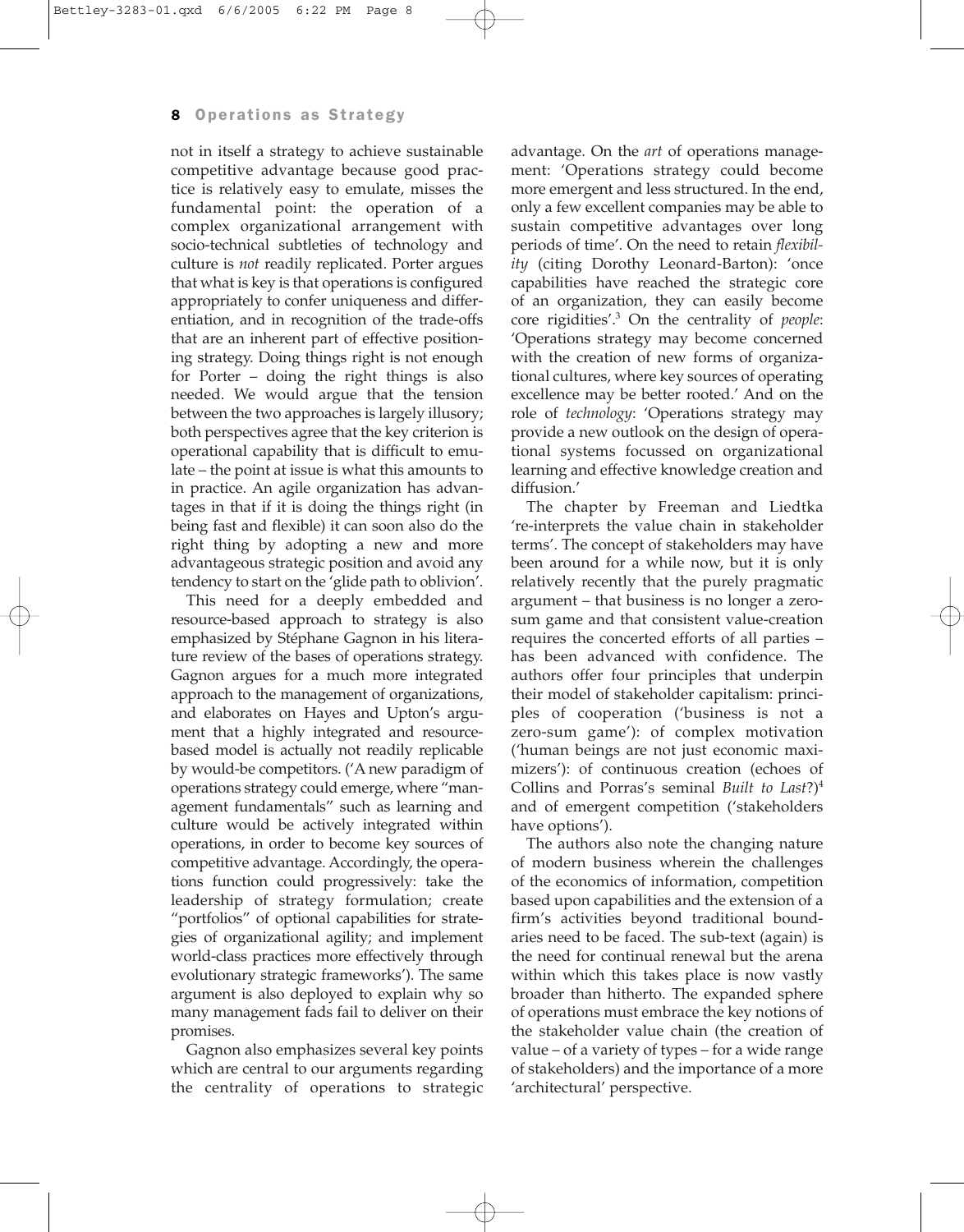not in itself a strategy to achieve sustainable competitive advantage because good practice is relatively easy to emulate, misses the fundamental point: the operation of a complex organizational arrangement with socio-technical subtleties of technology and culture is *not* readily replicated. Porter argues that what is key is that operations is configured appropriately to confer uniqueness and differentiation, and in recognition of the trade-offs that are an inherent part of effective positioning strategy. Doing things right is not enough for Porter – doing the right things is also needed. We would argue that the tension between the two approaches is largely illusory; both perspectives agree that the key criterion is operational capability that is difficult to emulate – the point at issue is what this amounts to in practice. An agile organization has advantages in that if it is doing the things right (in being fast and flexible) it can soon also do the right thing by adopting a new and more advantageous strategic position and avoid any tendency to start on the 'glide path to oblivion'.

This need for a deeply embedded and resource-based approach to strategy is also emphasized by Stéphane Gagnon in his literature review of the bases of operations strategy. Gagnon argues for a much more integrated approach to the management of organizations, and elaborates on Hayes and Upton's argument that a highly integrated and resource-based model is actually not readily replicable by would-be competitors. ('A new paradigm of operations strategy could emerge, where "management fundamentals" such as learning and culture would be actively integrated within operations, in order to become key sources of competitive advantage. Accordingly, the operations function could progressively: take the leadership of strategy formulation; create "portfolios" of optional capabilities for strategies of organizational agility; and implement world-class practices more effectively through evolutionary strategic frameworks'). The same argument is also deployed to explain why so many management fads fail to deliver on their promises.

Gagnon also emphasizes several key points which are central to our arguments regarding the centrality of operations to strategic advantage. On the *art* of operations management: 'Operations strategy could become more emergent and less structured. In the end, only a few excellent companies may be able to sustain competitive advantages over long periods of time'. On the need to retain *flexibility* (citing Dorothy Leonard-Barton): 'once capabilities have reached the strategic core of an organization, they can easily become core rigidities'.[3] On the centrality of *people*: 'Operations strategy may become concerned with the creation of new forms of organizational cultures, where key sources of operating excellence may be better rooted.' And on the role of *technology*: 'Operations strategy may provide a new outlook on the design of operational systems focussed on organizational learning and effective knowledge creation and diffusion.'

The chapter by Freeman and Liedtka 're-interprets the value chain in stakeholder terms'. The concept of stakeholders may have been around for a while now, but it is only relatively recently that the purely pragmatic argument – that business is no longer a zero-sum game and that consistent value-creation requires the concerted efforts of all parties – has been advanced with confidence. The authors offer four principles that underpin their model of stakeholder capitalism: principles of cooperation ('business is not a zero-sum game'): of complex motivation ('human beings are not just economic maximizers'): of continuous creation (echoes of Collins and Porras's seminal *Built to Last*?)[4] and of emergent competition ('stakeholders have options').

The authors also note the changing nature of modern business wherein the challenges of the economics of information, competition based upon capabilities and the extension of a firm's activities beyond traditional boundaries need to be faced. The sub-text (again) is the need for continual renewal but the arena within which this takes place is now vastly broader than hitherto. The expanded sphere of operations must embrace the key notions of the stakeholder value chain (the creation of value – of a variety of types – for a wide range of stakeholders) and the importance of a more 'architectural' perspective.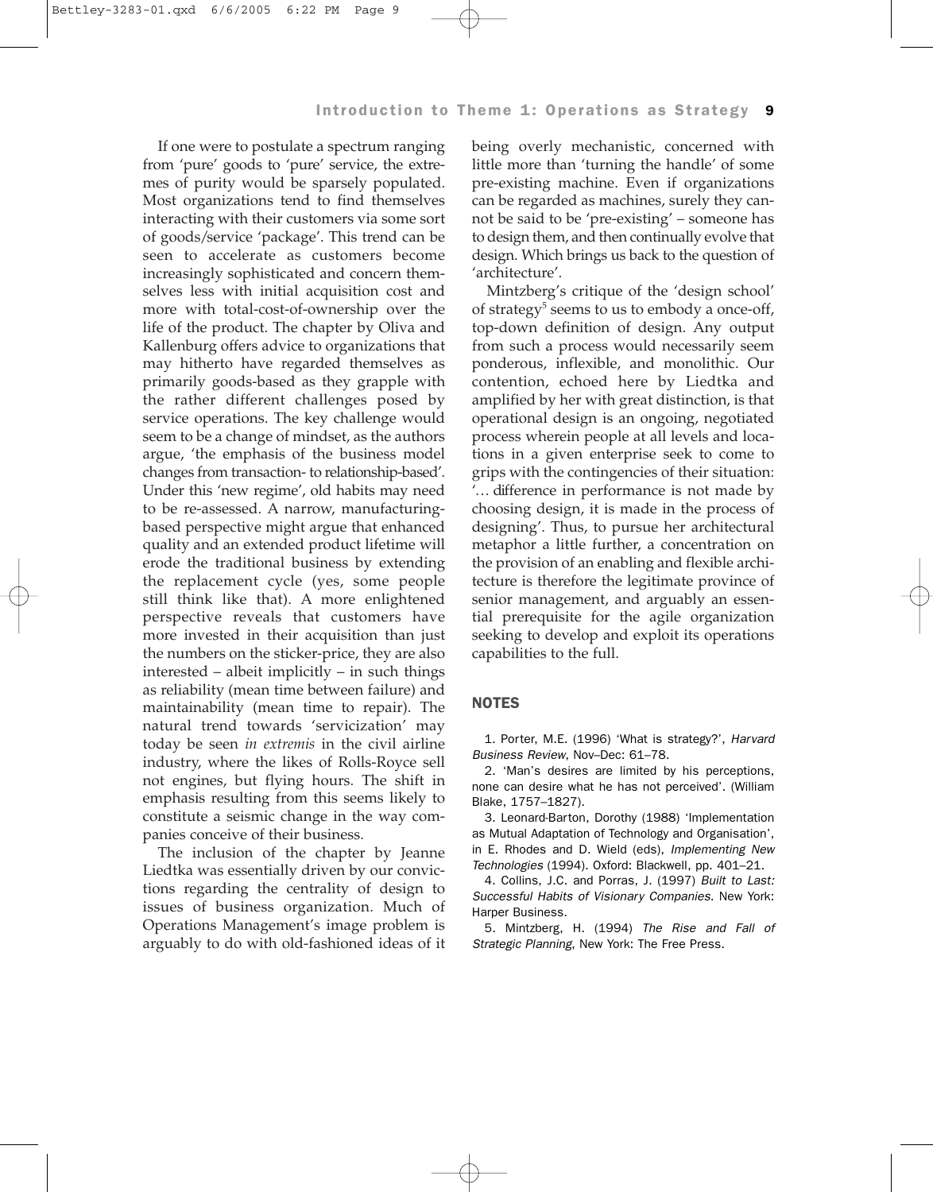If one were to postulate a spectrum ranging from 'pure' goods to 'pure' service, the extremes of purity would be sparsely populated. Most organizations tend to find themselves interacting with their customers via some sort of goods/service 'package'. This trend can be seen to accelerate as customers become increasingly sophisticated and concern themselves less with initial acquisition cost and more with total-cost-of-ownership over the life of the product. The chapter by Oliva and Kallenburg offers advice to organizations that may hitherto have regarded themselves as primarily goods-based as they grapple with the rather different challenges posed by service operations. The key challenge would seem to be a change of mindset, as the authors argue, 'the emphasis of the business model changes from transaction- to relationship-based'. Under this 'new regime', old habits may need to be re-assessed. A narrow, manufacturing-based perspective might argue that enhanced quality and an extended product lifetime will erode the traditional business by extending the replacement cycle (yes, some people still think like that). A more enlightened perspective reveals that customers have more invested in their acquisition than just the numbers on the sticker-price, they are also interested – albeit implicitly – in such things as reliability (mean time between failure) and maintainability (mean time to repair). The natural trend towards 'servicization' may today be seen *in extremis* in the civil airline industry, where the likes of Rolls-Royce sell not engines, but flying hours. The shift in emphasis resulting from this seems likely to constitute a seismic change in the way companies conceive of their business.

The inclusion of the chapter by Jeanne Liedtka was essentially driven by our convictions regarding the centrality of design to issues of business organization. Much of Operations Management's image problem is arguably to do with old-fashioned ideas of it being overly mechanistic, concerned with little more than 'turning the handle' of some pre-existing machine. Even if organizations can be regarded as machines, surely they cannot be said to be 'pre-existing' – someone has to design them, and then continually evolve that design. Which brings us back to the question of 'architecture'.

Mintzberg's critique of the 'design school' of strategy[5] seems to us to embody a once-off, top-down definition of design. Any output from such a process would necessarily seem ponderous, inflexible, and monolithic. Our contention, echoed here by Liedtka and amplified by her with great distinction, is that operational design is an ongoing, negotiated process wherein people at all levels and locations in a given enterprise seek to come to grips with the contingencies of their situation: '… difference in performance is not made by choosing design, it is made in the process of designing'. Thus, to pursue her architectural metaphor a little further, a concentration on the provision of an enabling and flexible architecture is therefore the legitimate province of senior management, and arguably an essential prerequisite for the agile organization seeking to develop and exploit its operations capabilities to the full.

## NOTES

1. Porter, M.E. (1996) 'What is strategy?', *Harvard Business Review*, Nov–Dec: 61–78.
2. 'Man's desires are limited by his perceptions, none can desire what he has not perceived'. (William Blake, 1757–1827).
3. Leonard-Barton, Dorothy (1988) 'Implementation as Mutual Adaptation of Technology and Organisation', in E. Rhodes and D. Wield (eds), *Implementing New Technologies* (1994). Oxford: Blackwell, pp. 401–21.
4. Collins, J.C. and Porras, J. (1997) *Built to Last: Successful Habits of Visionary Companies*. New York: Harper Business.
5. Mintzberg, H. (1994) *The Rise and Fall of Strategic Planning*, New York: The Free Press.